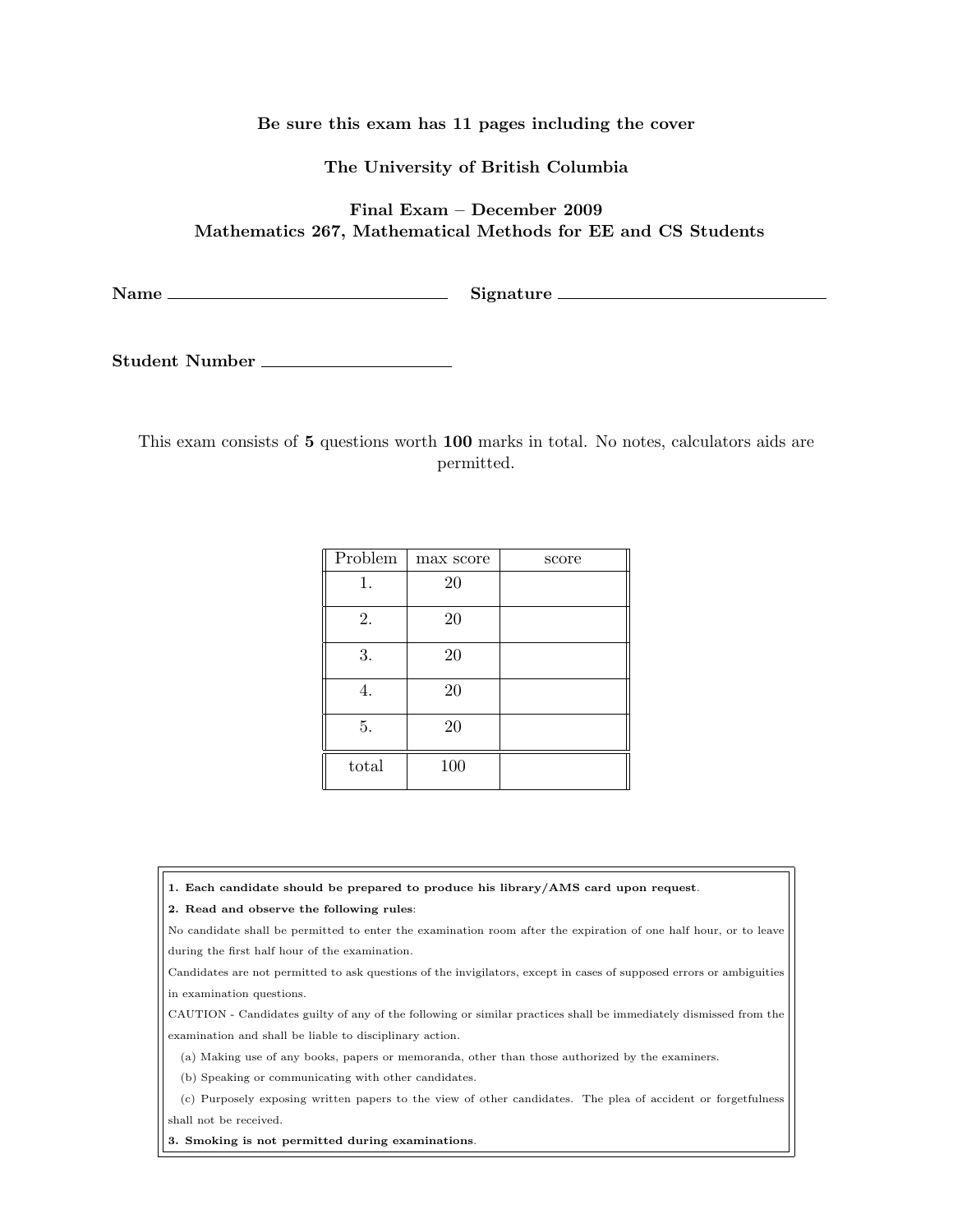**Be sure this exam has 11 pages including the cover**

**The University of British Columbia**

**Final Exam – December 2009**
**Mathematics 267, Mathematical Methods for EE and CS Students**

**Name** ______________________________ **Signature** ______________________________

**Student Number** ____________________

This exam consists of **5** questions worth **100** marks in total. No notes, calculators aids are permitted.

| Problem | max score | score |
|---|---|---|
| 1. | 20 | |
| 2. | 20 | |
| 3. | 20 | |
| 4. | 20 | |
| 5. | 20 | |
| total | 100 | |

**1. Each candidate should be prepared to produce his library/AMS card upon request.**

**2. Read and observe the following rules:**

No candidate shall be permitted to enter the examination room after the expiration of one half hour, or to leave during the first half hour of the examination.

Candidates are not permitted to ask questions of the invigilators, except in cases of supposed errors or ambiguities in examination questions.

CAUTION - Candidates guilty of any of the following or similar practices shall be immediately dismissed from the examination and shall be liable to disciplinary action.

(a) Making use of any books, papers or memoranda, other than those authorized by the examiners.

(b) Speaking or communicating with other candidates.

(c) Purposely exposing written papers to the view of other candidates. The plea of accident or forgetfulness shall not be received.

**3. Smoking is not permitted during examinations.**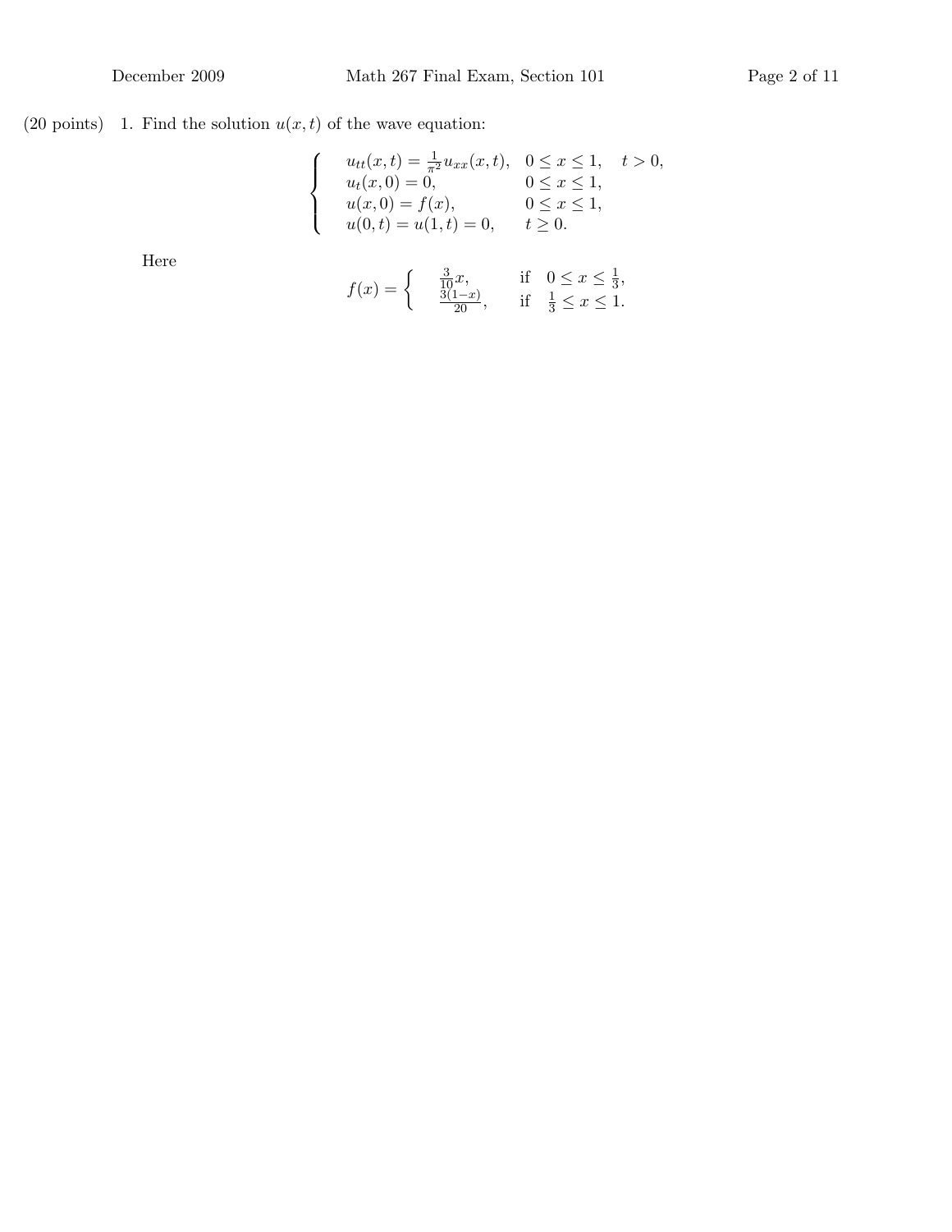(20 points) 1. Find the solution $u(x,t)$ of the wave equation:

$$
\begin{cases}
u_{tt}(x,t) = \frac{1}{\pi^2} u_{xx}(x,t), & 0 \le x \le 1, \quad t > 0, \\
u_t(x,0) = 0, & 0 \le x \le 1, \\
u(x,0) = f(x), & 0 \le x \le 1, \\
u(0,t) = u(1,t) = 0, & t \ge 0.
\end{cases}
$$

Here

$$
f(x) = \begin{cases}
\frac{3}{10} x, & \text{if} \quad 0 \le x \le \frac{1}{3}, \\
\frac{3(1-x)}{20}, & \text{if} \quad \frac{1}{3} \le x \le 1.
\end{cases}
$$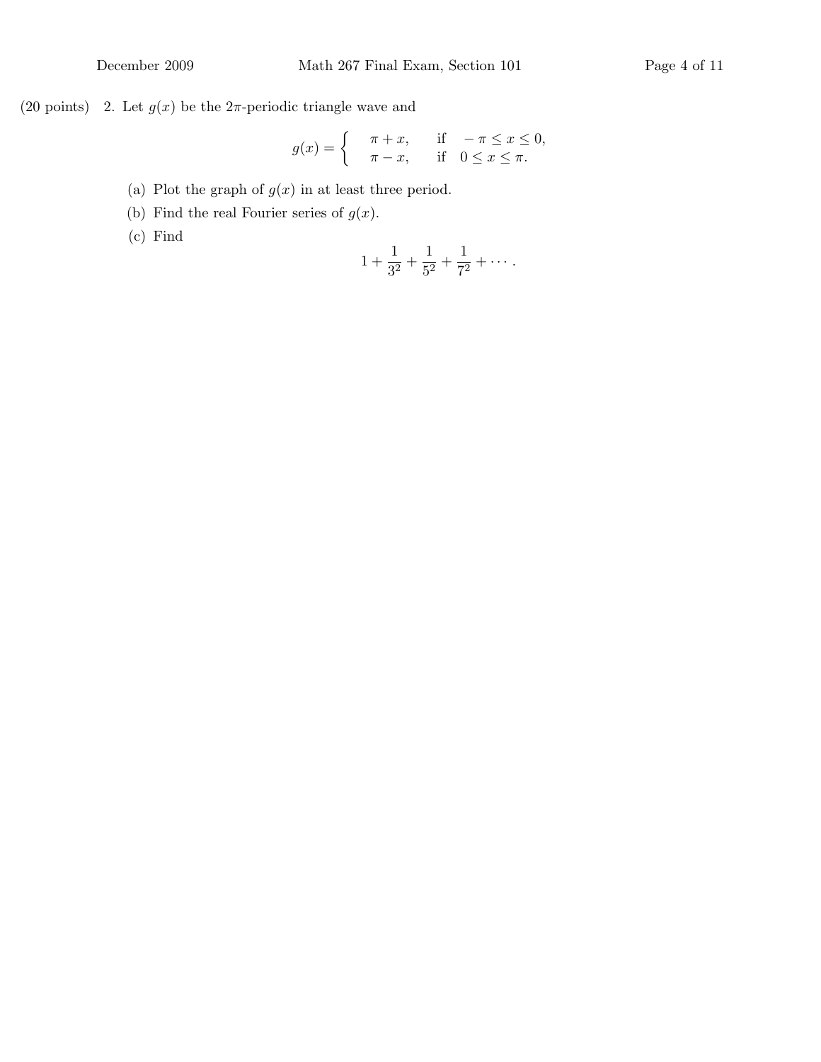(20 points) 2. Let $g(x)$ be the $2\pi$-periodic triangle wave and

$$g(x) = \begin{cases} \pi + x, & \text{if } \ -\pi \leq x \leq 0, \\ \pi - x, & \text{if } \ 0 \leq x \leq \pi. \end{cases}$$

(a) Plot the graph of $g(x)$ in at least three period.

(b) Find the real Fourier series of $g(x)$.

(c) Find

$$1 + \frac{1}{3^2} + \frac{1}{5^2} + \frac{1}{7^2} + \cdots.$$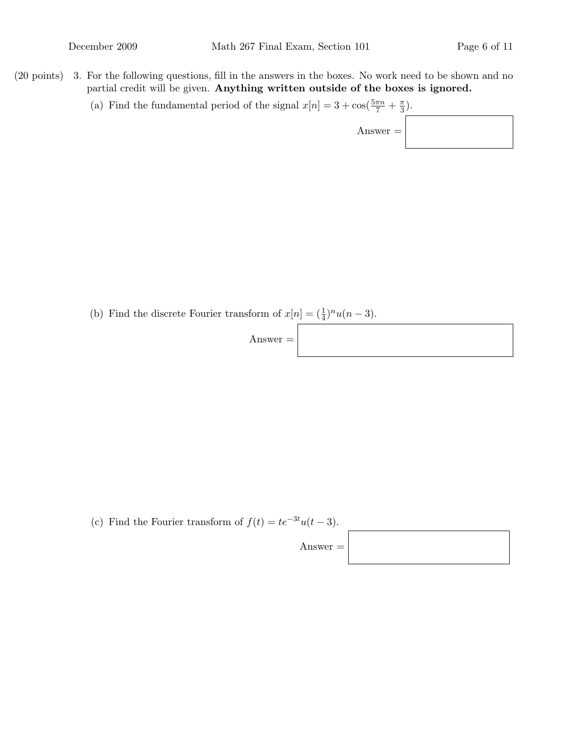(20 points) 3. For the following questions, fill in the answers in the boxes. No work need to be shown and no partial credit will be given. **Anything written outside of the boxes is ignored.**

(a) Find the fundamental period of the signal $x[n] = 3 + \cos(\frac{5\pi n}{7} + \frac{\pi}{3})$.

Answer = 

(b) Find the discrete Fourier transform of $x[n] = (\frac{1}{4})^n u(n-3)$.

Answer = 

(c) Find the Fourier transform of $f(t) = te^{-3t}u(t-3)$.

Answer =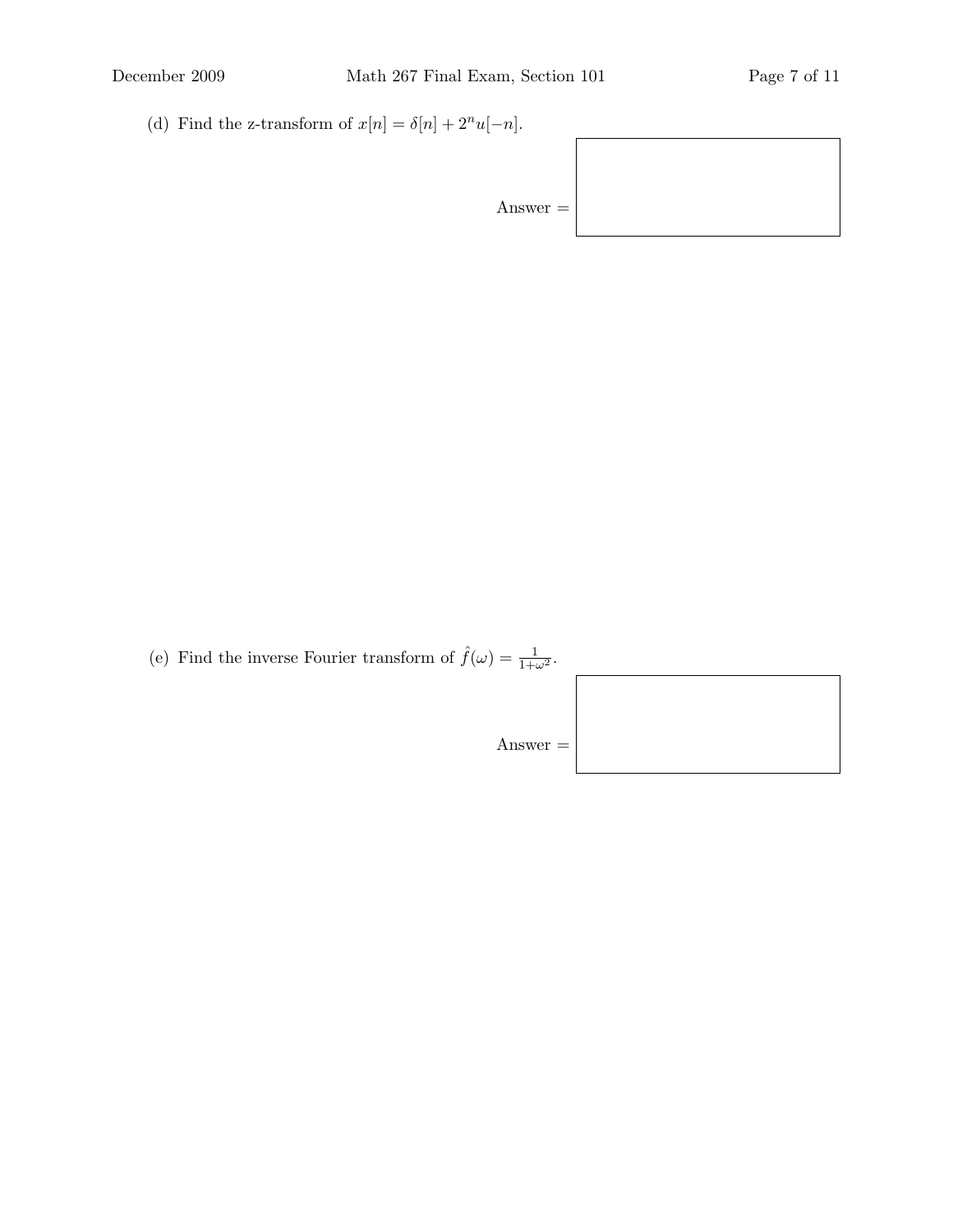(d) Find the z-transform of $x[n] = \delta[n] + 2^n u[-n]$.

Answer =

(e) Find the inverse Fourier transform of $\hat{f}(\omega) = \frac{1}{1+\omega^2}$.

Answer =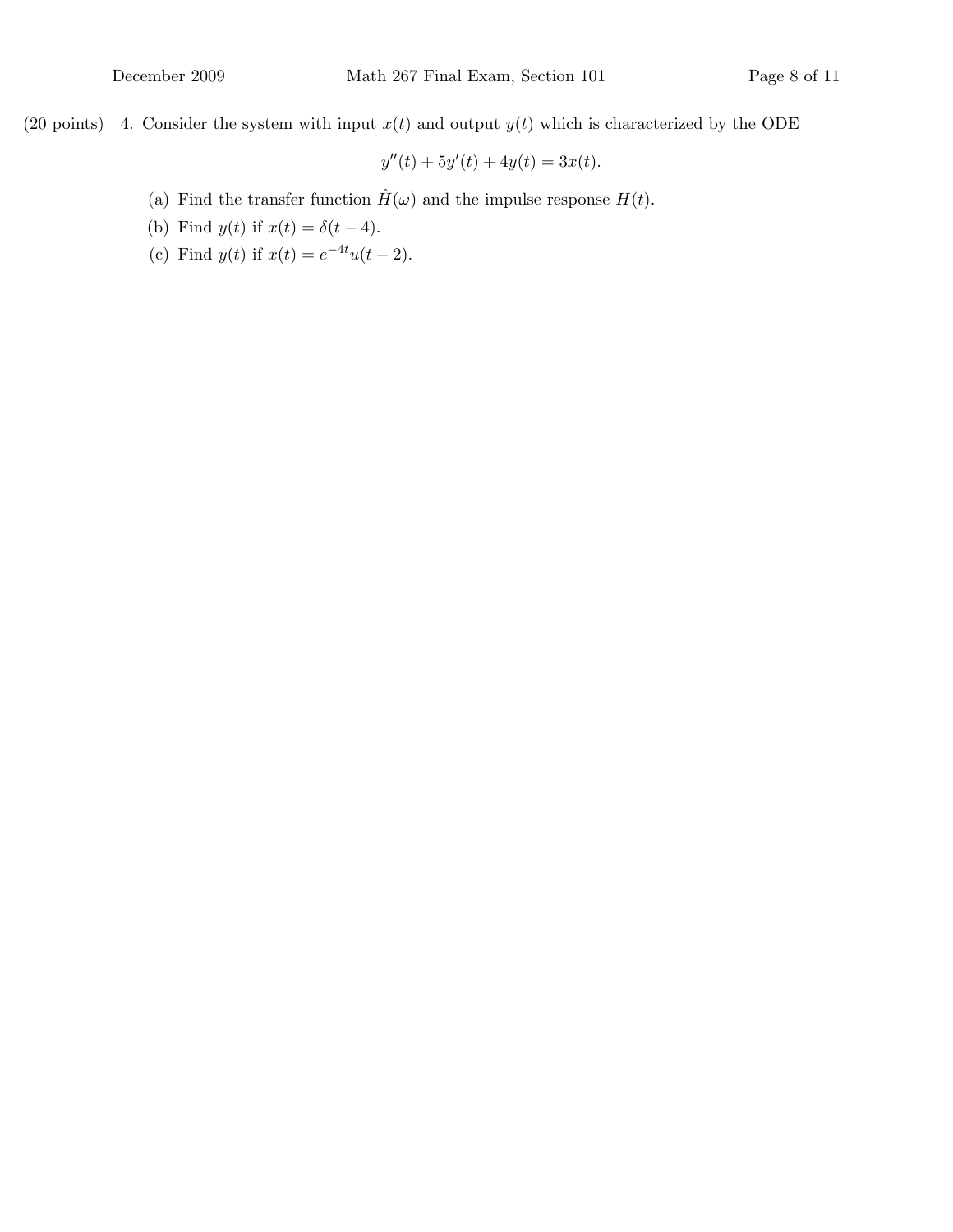(20 points) 4. Consider the system with input $x(t)$ and output $y(t)$ which is characterized by the ODE

$$y''(t) + 5y'(t) + 4y(t) = 3x(t).$$

(a) Find the transfer function $\hat{H}(\omega)$ and the impulse response $H(t)$.

(b) Find $y(t)$ if $x(t) = \delta(t-4)$.

(c) Find $y(t)$ if $x(t) = e^{-4t}u(t-2)$.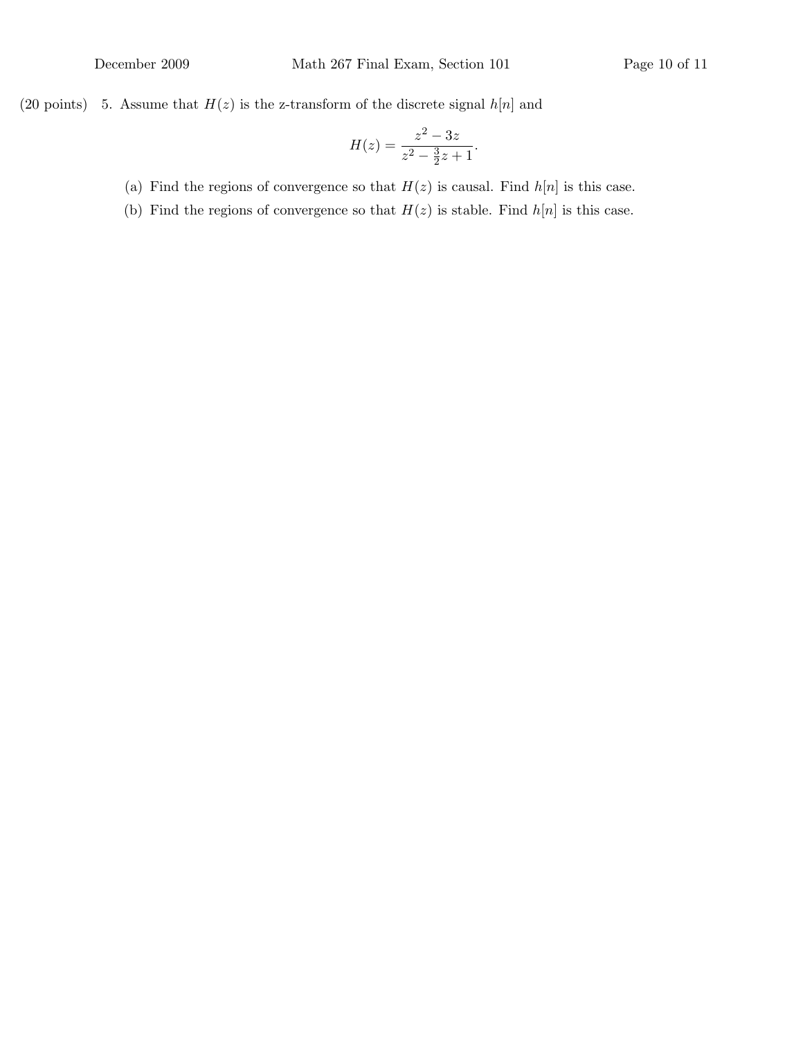(20 points) 5. Assume that $H(z)$ is the z-transform of the discrete signal $h[n]$ and

$$H(z) = \frac{z^2 - 3z}{z^2 - \frac{3}{2}z + 1}.$$

(a) Find the regions of convergence so that $H(z)$ is causal. Find $h[n]$ is this case.

(b) Find the regions of convergence so that $H(z)$ is stable. Find $h[n]$ is this case.